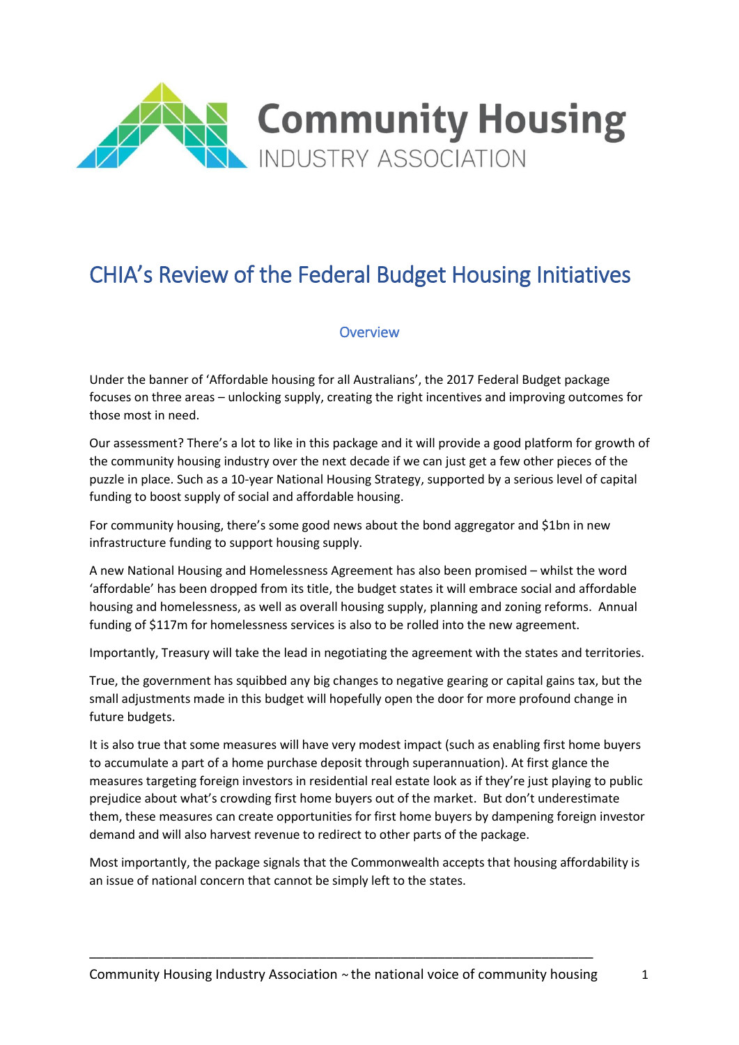Community Housing
INDUSTRY ASSOCIATION

# CHIA's Review of the Federal Budget Housing Initiatives

## Overview

Under the banner of 'Affordable housing for all Australians', the 2017 Federal Budget package focuses on three areas – unlocking supply, creating the right incentives and improving outcomes for those most in need.

Our assessment? There's a lot to like in this package and it will provide a good platform for growth of the community housing industry over the next decade if we can just get a few other pieces of the puzzle in place. Such as a 10-year National Housing Strategy, supported by a serious level of capital funding to boost supply of social and affordable housing.

For community housing, there's some good news about the bond aggregator and $1bn in new infrastructure funding to support housing supply.

A new National Housing and Homelessness Agreement has also been promised – whilst the word 'affordable' has been dropped from its title, the budget states it will embrace social and affordable housing and homelessness, as well as overall housing supply, planning and zoning reforms. Annual funding of $117m for homelessness services is also to be rolled into the new agreement.

Importantly, Treasury will take the lead in negotiating the agreement with the states and territories.

True, the government has squibbed any big changes to negative gearing or capital gains tax, but the small adjustments made in this budget will hopefully open the door for more profound change in future budgets.

It is also true that some measures will have very modest impact (such as enabling first home buyers to accumulate a part of a home purchase deposit through superannuation). At first glance the measures targeting foreign investors in residential real estate look as if they're just playing to public prejudice about what's crowding first home buyers out of the market. But don't underestimate them, these measures can create opportunities for first home buyers by dampening foreign investor demand and will also harvest revenue to redirect to other parts of the package.

Most importantly, the package signals that the Commonwealth accepts that housing affordability is an issue of national concern that cannot be simply left to the states.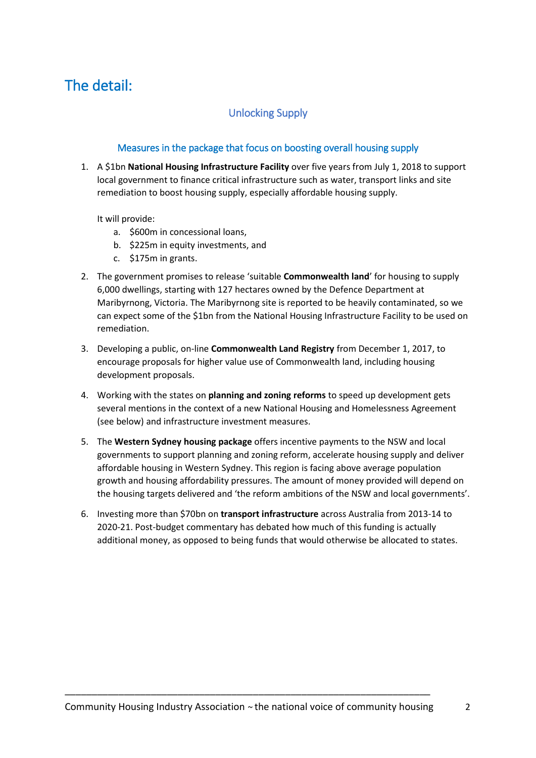# The detail:

## Unlocking Supply

### Measures in the package that focus on boosting overall housing supply

1. A $1bn **National Housing Infrastructure Facility** over five years from July 1, 2018 to support local government to finance critical infrastructure such as water, transport links and site remediation to boost housing supply, especially affordable housing supply.

   It will provide:

   a. $600m in concessional loans,
   b. $225m in equity investments, and
   c. $175m in grants.

2. The government promises to release 'suitable **Commonwealth land**' for housing to supply 6,000 dwellings, starting with 127 hectares owned by the Defence Department at Maribyrnong, Victoria. The Maribyrnong site is reported to be heavily contaminated, so we can expect some of the $1bn from the National Housing Infrastructure Facility to be used on remediation.

3. Developing a public, on-line **Commonwealth Land Registry** from December 1, 2017, to encourage proposals for higher value use of Commonwealth land, including housing development proposals.

4. Working with the states on **planning and zoning reforms** to speed up development gets several mentions in the context of a new National Housing and Homelessness Agreement (see below) and infrastructure investment measures.

5. The **Western Sydney housing package** offers incentive payments to the NSW and local governments to support planning and zoning reform, accelerate housing supply and deliver affordable housing in Western Sydney. This region is facing above average population growth and housing affordability pressures. The amount of money provided will depend on the housing targets delivered and 'the reform ambitions of the NSW and local governments'.

6. Investing more than $70bn on **transport infrastructure** across Australia from 2013-14 to 2020-21. Post-budget commentary has debated how much of this funding is actually additional money, as opposed to being funds that would otherwise be allocated to states.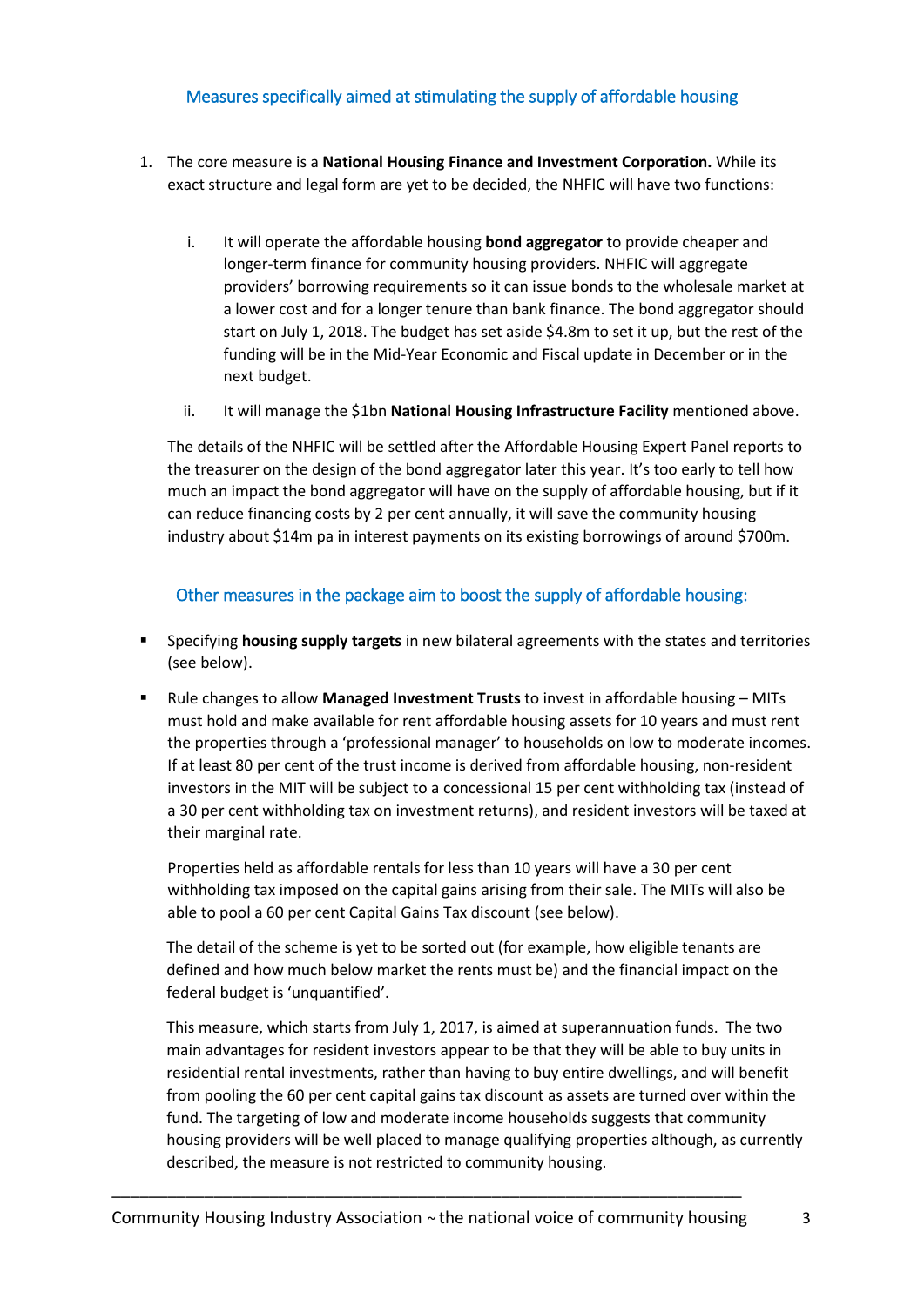## Measures specifically aimed at stimulating the supply of affordable housing

1. The core measure is a **National Housing Finance and Investment Corporation.** While its exact structure and legal form are yet to be decided, the NHFIC will have two functions:

   i. It will operate the affordable housing **bond aggregator** to provide cheaper and longer-term finance for community housing providers. NHFIC will aggregate providers' borrowing requirements so it can issue bonds to the wholesale market at a lower cost and for a longer tenure than bank finance. The bond aggregator should start on July 1, 2018. The budget has set aside $4.8m to set it up, but the rest of the funding will be in the Mid-Year Economic and Fiscal update in December or in the next budget.

   ii. It will manage the $1bn **National Housing Infrastructure Facility** mentioned above.

   The details of the NHFIC will be settled after the Affordable Housing Expert Panel reports to the treasurer on the design of the bond aggregator later this year. It's too early to tell how much an impact the bond aggregator will have on the supply of affordable housing, but if it can reduce financing costs by 2 per cent annually, it will save the community housing industry about $14m pa in interest payments on its existing borrowings of around $700m.

## Other measures in the package aim to boost the supply of affordable housing:

- Specifying **housing supply targets** in new bilateral agreements with the states and territories (see below).
- Rule changes to allow **Managed Investment Trusts** to invest in affordable housing – MITs must hold and make available for rent affordable housing assets for 10 years and must rent the properties through a 'professional manager' to households on low to moderate incomes. If at least 80 per cent of the trust income is derived from affordable housing, non-resident investors in the MIT will be subject to a concessional 15 per cent withholding tax (instead of a 30 per cent withholding tax on investment returns), and resident investors will be taxed at their marginal rate.

  Properties held as affordable rentals for less than 10 years will have a 30 per cent withholding tax imposed on the capital gains arising from their sale. The MITs will also be able to pool a 60 per cent Capital Gains Tax discount (see below).

  The detail of the scheme is yet to be sorted out (for example, how eligible tenants are defined and how much below market the rents must be) and the financial impact on the federal budget is 'unquantified'.

  This measure, which starts from July 1, 2017, is aimed at superannuation funds. The two main advantages for resident investors appear to be that they will be able to buy units in residential rental investments, rather than having to buy entire dwellings, and will benefit from pooling the 60 per cent capital gains tax discount as assets are turned over within the fund. The targeting of low and moderate income households suggests that community housing providers will be well placed to manage qualifying properties although, as currently described, the measure is not restricted to community housing.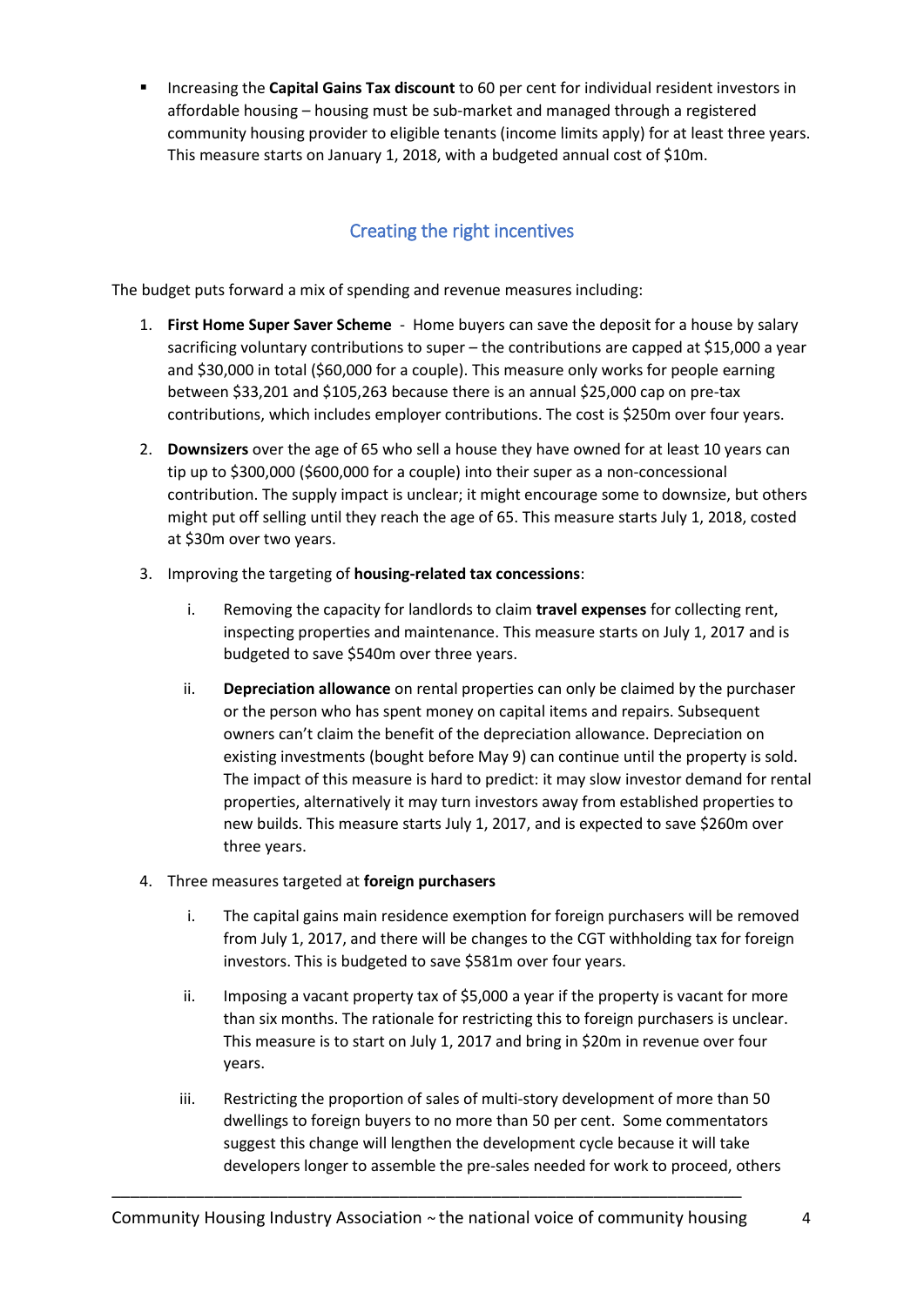- Increasing the **Capital Gains Tax discount** to 60 per cent for individual resident investors in affordable housing – housing must be sub-market and managed through a registered community housing provider to eligible tenants (income limits apply) for at least three years. This measure starts on January 1, 2018, with a budgeted annual cost of $10m.

## Creating the right incentives

The budget puts forward a mix of spending and revenue measures including:

1. **First Home Super Saver Scheme** - Home buyers can save the deposit for a house by salary sacrificing voluntary contributions to super – the contributions are capped at $15,000 a year and $30,000 in total ($60,000 for a couple). This measure only works for people earning between $33,201 and $105,263 because there is an annual $25,000 cap on pre-tax contributions, which includes employer contributions. The cost is $250m over four years.

2. **Downsizers** over the age of 65 who sell a house they have owned for at least 10 years can tip up to $300,000 ($600,000 for a couple) into their super as a non-concessional contribution. The supply impact is unclear; it might encourage some to downsize, but others might put off selling until they reach the age of 65. This measure starts July 1, 2018, costed at $30m over two years.

3. Improving the targeting of **housing-related tax concessions**:

    i. Removing the capacity for landlords to claim **travel expenses** for collecting rent, inspecting properties and maintenance. This measure starts on July 1, 2017 and is budgeted to save $540m over three years.

    ii. **Depreciation allowance** on rental properties can only be claimed by the purchaser or the person who has spent money on capital items and repairs. Subsequent owners can't claim the benefit of the depreciation allowance. Depreciation on existing investments (bought before May 9) can continue until the property is sold. The impact of this measure is hard to predict: it may slow investor demand for rental properties, alternatively it may turn investors away from established properties to new builds. This measure starts July 1, 2017, and is expected to save $260m over three years.

4. Three measures targeted at **foreign purchasers**

    i. The capital gains main residence exemption for foreign purchasers will be removed from July 1, 2017, and there will be changes to the CGT withholding tax for foreign investors. This is budgeted to save $581m over four years.

    ii. Imposing a vacant property tax of $5,000 a year if the property is vacant for more than six months. The rationale for restricting this to foreign purchasers is unclear. This measure is to start on July 1, 2017 and bring in $20m in revenue over four years.

    iii. Restricting the proportion of sales of multi-story development of more than 50 dwellings to foreign buyers to no more than 50 per cent. Some commentators suggest this change will lengthen the development cycle because it will take developers longer to assemble the pre-sales needed for work to proceed, others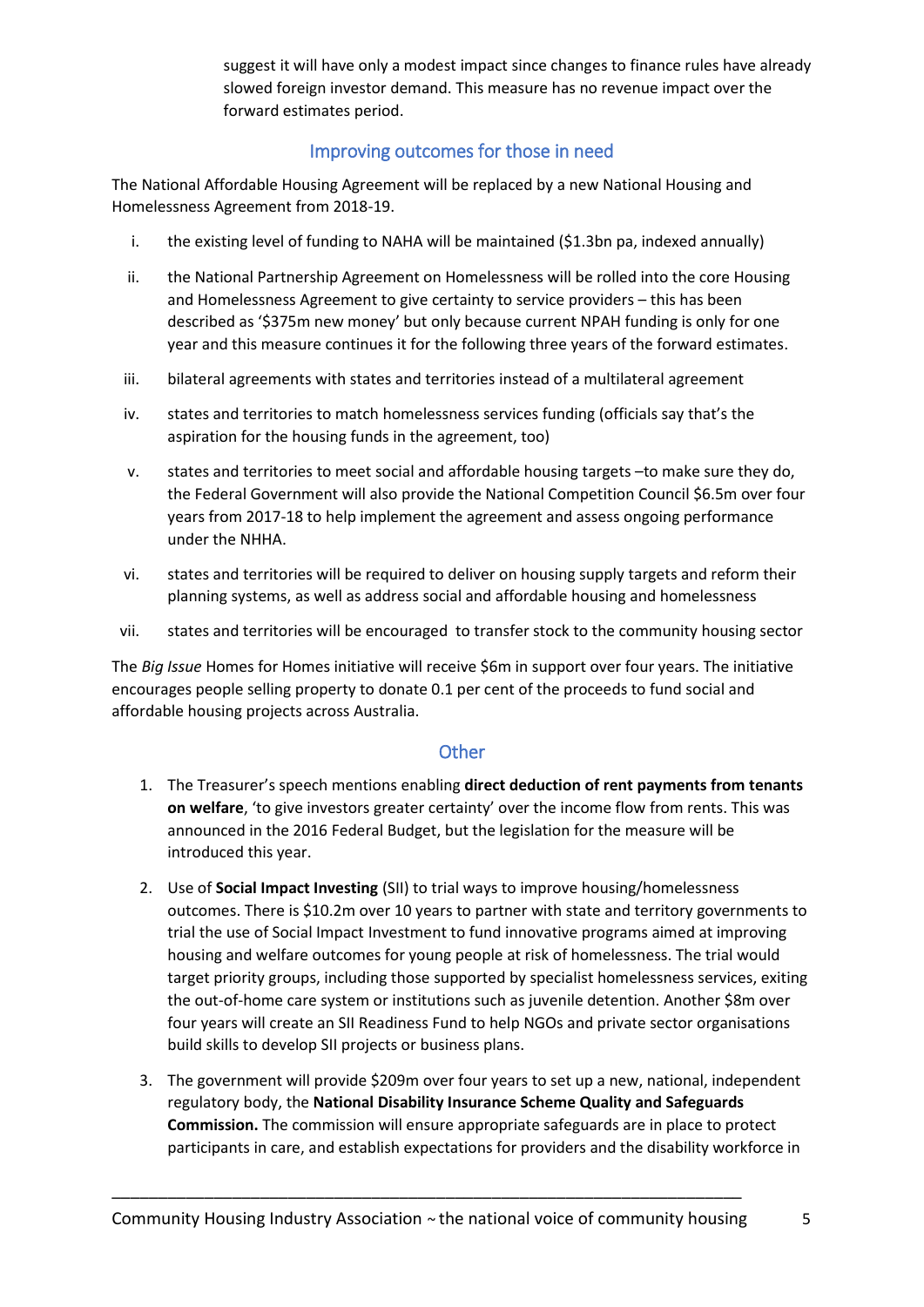suggest it will have only a modest impact since changes to finance rules have already slowed foreign investor demand. This measure has no revenue impact over the forward estimates period.

## Improving outcomes for those in need

The National Affordable Housing Agreement will be replaced by a new National Housing and Homelessness Agreement from 2018-19.

i. the existing level of funding to NAHA will be maintained ($1.3bn pa, indexed annually)

ii. the National Partnership Agreement on Homelessness will be rolled into the core Housing and Homelessness Agreement to give certainty to service providers – this has been described as '$375m new money' but only because current NPAH funding is only for one year and this measure continues it for the following three years of the forward estimates.

iii. bilateral agreements with states and territories instead of a multilateral agreement

iv. states and territories to match homelessness services funding (officials say that's the aspiration for the housing funds in the agreement, too)

v. states and territories to meet social and affordable housing targets –to make sure they do, the Federal Government will also provide the National Competition Council $6.5m over four years from 2017-18 to help implement the agreement and assess ongoing performance under the NHHA.

vi. states and territories will be required to deliver on housing supply targets and reform their planning systems, as well as address social and affordable housing and homelessness

vii. states and territories will be encouraged to transfer stock to the community housing sector

The *Big Issue* Homes for Homes initiative will receive $6m in support over four years. The initiative encourages people selling property to donate 0.1 per cent of the proceeds to fund social and affordable housing projects across Australia.

## Other

1. The Treasurer's speech mentions enabling **direct deduction of rent payments from tenants on welfare**, 'to give investors greater certainty' over the income flow from rents. This was announced in the 2016 Federal Budget, but the legislation for the measure will be introduced this year.

2. Use of **Social Impact Investing** (SII) to trial ways to improve housing/homelessness outcomes. There is $10.2m over 10 years to partner with state and territory governments to trial the use of Social Impact Investment to fund innovative programs aimed at improving housing and welfare outcomes for young people at risk of homelessness. The trial would target priority groups, including those supported by specialist homelessness services, exiting the out-of-home care system or institutions such as juvenile detention. Another $8m over four years will create an SII Readiness Fund to help NGOs and private sector organisations build skills to develop SII projects or business plans.

3. The government will provide $209m over four years to set up a new, national, independent regulatory body, the **National Disability Insurance Scheme Quality and Safeguards Commission.** The commission will ensure appropriate safeguards are in place to protect participants in care, and establish expectations for providers and the disability workforce in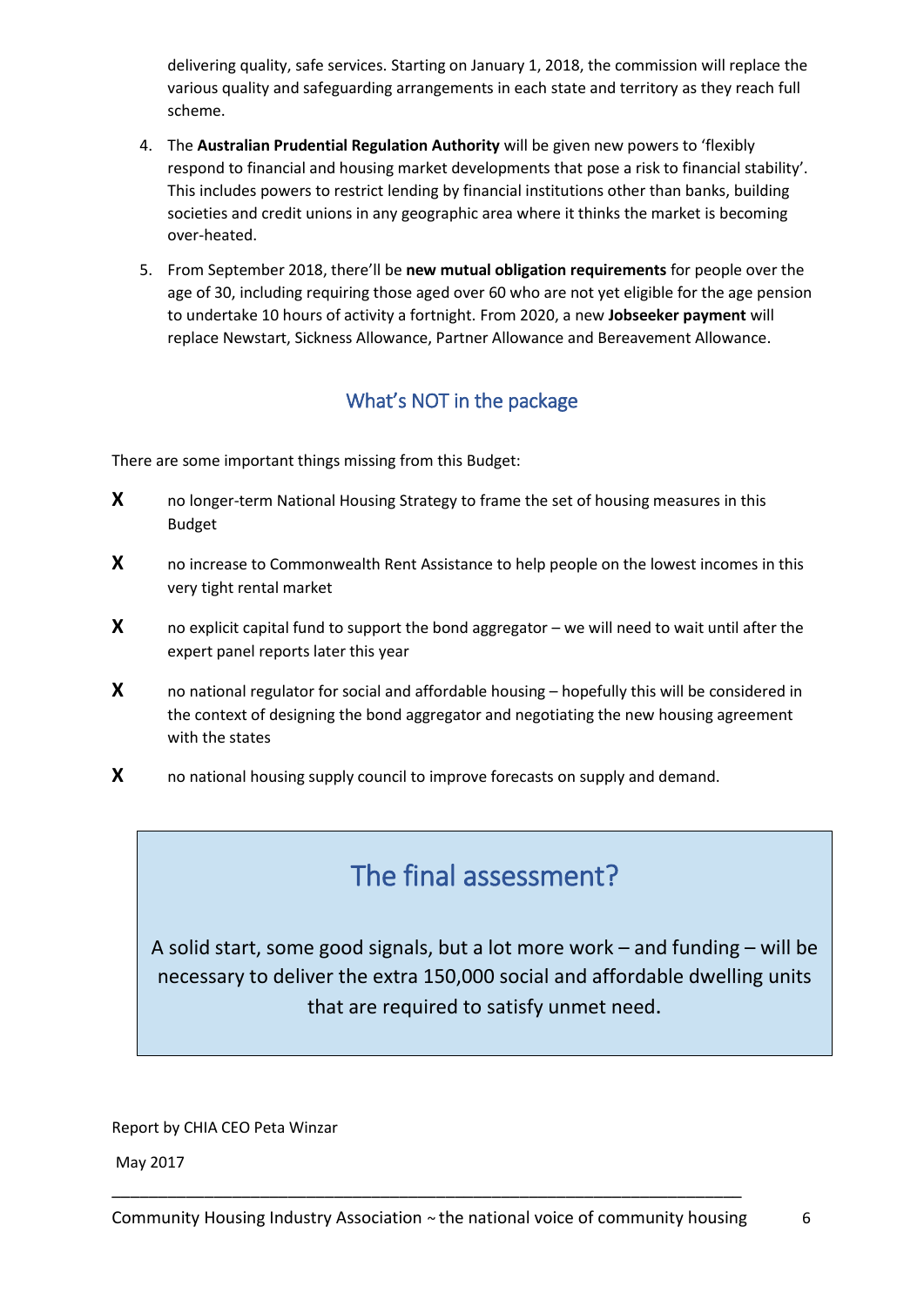delivering quality, safe services. Starting on January 1, 2018, the commission will replace the various quality and safeguarding arrangements in each state and territory as they reach full scheme.

4. The **Australian Prudential Regulation Authority** will be given new powers to 'flexibly respond to financial and housing market developments that pose a risk to financial stability'. This includes powers to restrict lending by financial institutions other than banks, building societies and credit unions in any geographic area where it thinks the market is becoming over-heated.

5. From September 2018, there'll be **new mutual obligation requirements** for people over the age of 30, including requiring those aged over 60 who are not yet eligible for the age pension to undertake 10 hours of activity a fortnight. From 2020, a new **Jobseeker payment** will replace Newstart, Sickness Allowance, Partner Allowance and Bereavement Allowance.

## What's NOT in the package

There are some important things missing from this Budget:

- **X** no longer-term National Housing Strategy to frame the set of housing measures in this Budget
- **X** no increase to Commonwealth Rent Assistance to help people on the lowest incomes in this very tight rental market
- **X** no explicit capital fund to support the bond aggregator – we will need to wait until after the expert panel reports later this year
- **X** no national regulator for social and affordable housing – hopefully this will be considered in the context of designing the bond aggregator and negotiating the new housing agreement with the states
- **X** no national housing supply council to improve forecasts on supply and demand.

## The final assessment?

A solid start, some good signals, but a lot more work – and funding – will be necessary to deliver the extra 150,000 social and affordable dwelling units that are required to satisfy unmet need.

Report by CHIA CEO Peta Winzar

May 2017